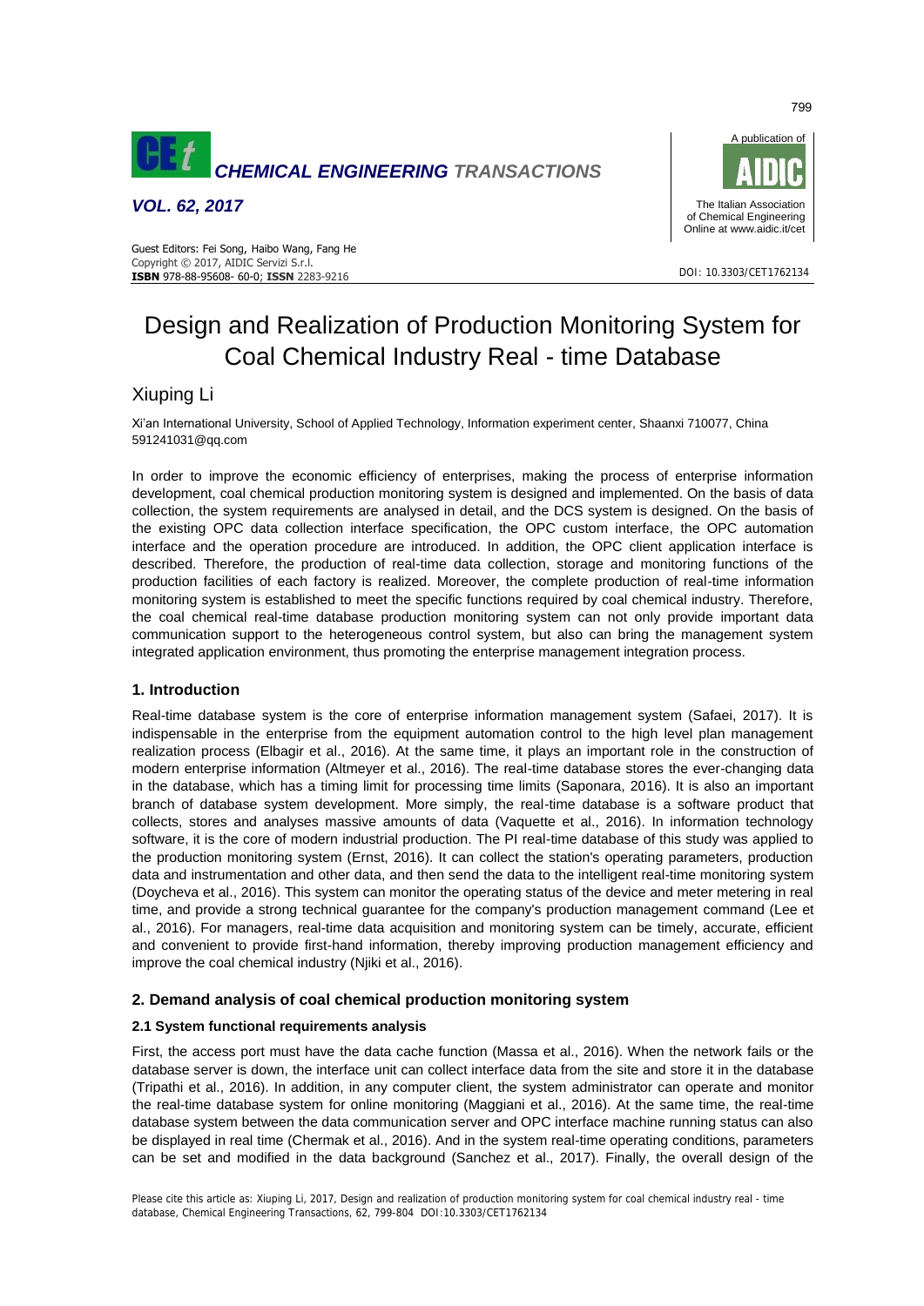# Design and Realization of Production Monitoring System for Coal Chemical Industry Real - time Database

Xiuping Li

Xi'an International University, School of Applied Technology, Information experiment center, Shaanxi 710077, China
591241031@qq.com

In order to improve the economic efficiency of enterprises, making the process of enterprise information development, coal chemical production monitoring system is designed and implemented. On the basis of data collection, the system requirements are analysed in detail, and the DCS system is designed. On the basis of the existing OPC data collection interface specification, the OPC custom interface, the OPC automation interface and the operation procedure are introduced. In addition, the OPC client application interface is described. Therefore, the production of real-time data collection, storage and monitoring functions of the production facilities of each factory is realized. Moreover, the complete production of real-time information monitoring system is established to meet the specific functions required by coal chemical industry. Therefore, the coal chemical real-time database production monitoring system can not only provide important data communication support to the heterogeneous control system, but also can bring the management system integrated application environment, thus promoting the enterprise management integration process.

## 1. Introduction

Real-time database system is the core of enterprise information management system (Safaei, 2017). It is indispensable in the enterprise from the equipment automation control to the high level plan management realization process (Elbagir et al., 2016). At the same time, it plays an important role in the construction of modern enterprise information (Altmeyer et al., 2016). The real-time database stores the ever-changing data in the database, which has a timing limit for processing time limits (Saponara, 2016). It is also an important branch of database system development. More simply, the real-time database is a software product that collects, stores and analyses massive amounts of data (Vaquette et al., 2016). In information technology software, it is the core of modern industrial production. The PI real-time database of this study was applied to the production monitoring system (Ernst, 2016). It can collect the station's operating parameters, production data and instrumentation and other data, and then send the data to the intelligent real-time monitoring system (Doycheva et al., 2016). This system can monitor the operating status of the device and meter metering in real time, and provide a strong technical guarantee for the company's production management command (Lee et al., 2016). For managers, real-time data acquisition and monitoring system can be timely, accurate, efficient and convenient to provide first-hand information, thereby improving production management efficiency and improve the coal chemical industry (Njiki et al., 2016).

## 2. Demand analysis of coal chemical production monitoring system

### 2.1 System functional requirements analysis

First, the access port must have the data cache function (Massa et al., 2016). When the network fails or the database server is down, the interface unit can collect interface data from the site and store it in the database (Tripathi et al., 2016). In addition, in any computer client, the system administrator can operate and monitor the real-time database system for online monitoring (Maggiani et al., 2016). At the same time, the real-time database system between the data communication server and OPC interface machine running status can also be displayed in real time (Chermak et al., 2016). And in the system real-time operating conditions, parameters can be set and modified in the data background (Sanchez et al., 2017). Finally, the overall design of the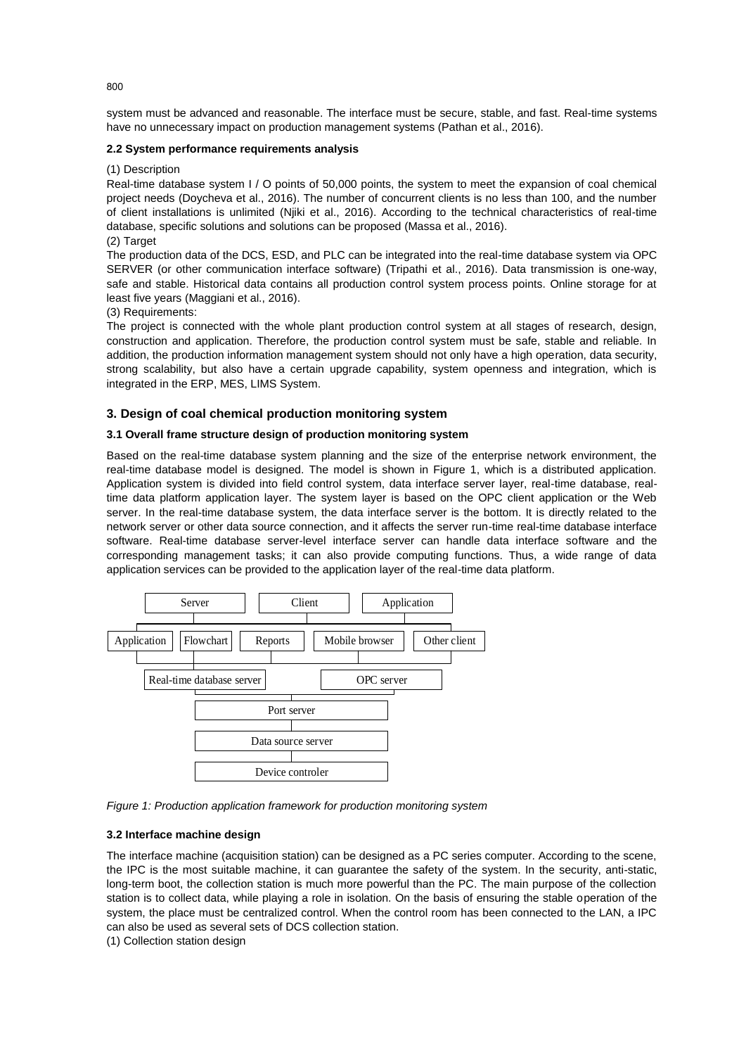system must be advanced and reasonable. The interface must be secure, stable, and fast. Real-time systems have no unnecessary impact on production management systems (Pathan et al., 2016).

**2.2 System performance requirements analysis**

(1) Description

Real-time database system I / O points of 50,000 points, the system to meet the expansion of coal chemical project needs (Doycheva et al., 2016). The number of concurrent clients is no less than 100, and the number of client installations is unlimited (Njiki et al., 2016). According to the technical characteristics of real-time database, specific solutions and solutions can be proposed (Massa et al., 2016).

(2) Target

The production data of the DCS, ESD, and PLC can be integrated into the real-time database system via OPC SERVER (or other communication interface software) (Tripathi et al., 2016). Data transmission is one-way, safe and stable. Historical data contains all production control system process points. Online storage for at least five years (Maggiani et al., 2016).

(3) Requirements:

The project is connected with the whole plant production control system at all stages of research, design, construction and application. Therefore, the production control system must be safe, stable and reliable. In addition, the production information management system should not only have a high operation, data security, strong scalability, but also have a certain upgrade capability, system openness and integration, which is integrated in the ERP, MES, LIMS System.

## 3. Design of coal chemical production monitoring system

**3.1 Overall frame structure design of production monitoring system**

Based on the real-time database system planning and the size of the enterprise network environment, the real-time database model is designed. The model is shown in Figure 1, which is a distributed application. Application system is divided into field control system, data interface server layer, real-time database, real-time data platform application layer. The system layer is based on the OPC client application or the Web server. In the real-time database system, the data interface server is the bottom. It is directly related to the network server or other data source connection, and it affects the server run-time real-time database interface software. Real-time database server-level interface server can handle data interface software and the corresponding management tasks; it can also provide computing functions. Thus, a wide range of data application services can be provided to the application layer of the real-time data platform.

Server | Client | Application

Application | Flowchart | Reports | Mobile browser | Other client

Real-time database server | OPC server

Port server

Data source server

Device controler

*Figure 1: Production application framework for production monitoring system*

**3.2 Interface machine design**

The interface machine (acquisition station) can be designed as a PC series computer. According to the scene, the IPC is the most suitable machine, it can guarantee the safety of the system. In the security, anti-static, long-term boot, the collection station is much more powerful than the PC. The main purpose of the collection station is to collect data, while playing a role in isolation. On the basis of ensuring the stable operation of the system, the place must be centralized control. When the control room has been connected to the LAN, a IPC can also be used as several sets of DCS collection station.

(1) Collection station design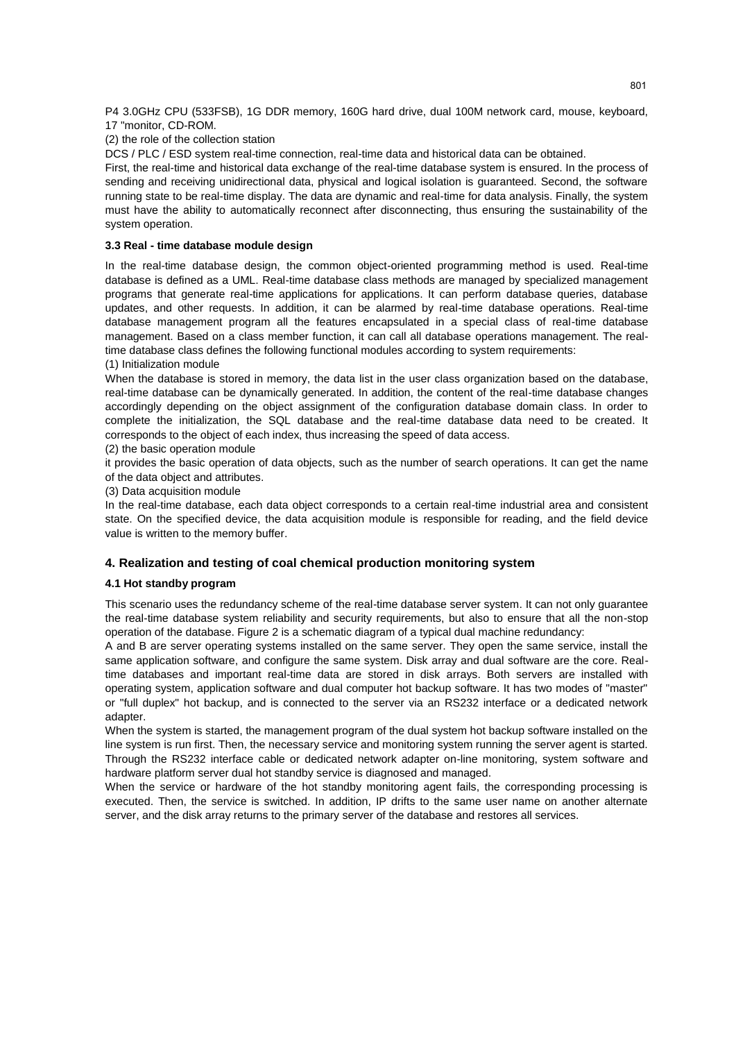P4 3.0GHz CPU (533FSB), 1G DDR memory, 160G hard drive, dual 100M network card, mouse, keyboard, 17 "monitor, CD-ROM.

(2) the role of the collection station

DCS / PLC / ESD system real-time connection, real-time data and historical data can be obtained.

First, the real-time and historical data exchange of the real-time database system is ensured. In the process of sending and receiving unidirectional data, physical and logical isolation is guaranteed. Second, the software running state to be real-time display. The data are dynamic and real-time for data analysis. Finally, the system must have the ability to automatically reconnect after disconnecting, thus ensuring the sustainability of the system operation.

### 3.3 Real - time database module design

In the real-time database design, the common object-oriented programming method is used. Real-time database is defined as a UML. Real-time database class methods are managed by specialized management programs that generate real-time applications for applications. It can perform database queries, database updates, and other requests. In addition, it can be alarmed by real-time database operations. Real-time database management program all the features encapsulated in a special class of real-time database management. Based on a class member function, it can call all database operations management. The real-time database class defines the following functional modules according to system requirements:

(1) Initialization module

When the database is stored in memory, the data list in the user class organization based on the database, real-time database can be dynamically generated. In addition, the content of the real-time database changes accordingly depending on the object assignment of the configuration database domain class. In order to complete the initialization, the SQL database and the real-time database data need to be created. It corresponds to the object of each index, thus increasing the speed of data access.

(2) the basic operation module

it provides the basic operation of data objects, such as the number of search operations. It can get the name of the data object and attributes.

(3) Data acquisition module

In the real-time database, each data object corresponds to a certain real-time industrial area and consistent state. On the specified device, the data acquisition module is responsible for reading, and the field device value is written to the memory buffer.

## 4. Realization and testing of coal chemical production monitoring system

### 4.1 Hot standby program

This scenario uses the redundancy scheme of the real-time database server system. It can not only guarantee the real-time database system reliability and security requirements, but also to ensure that all the non-stop operation of the database. Figure 2 is a schematic diagram of a typical dual machine redundancy:

A and B are server operating systems installed on the same server. They open the same service, install the same application software, and configure the same system. Disk array and dual software are the core. Real-time databases and important real-time data are stored in disk arrays. Both servers are installed with operating system, application software and dual computer hot backup software. It has two modes of "master" or "full duplex" hot backup, and is connected to the server via an RS232 interface or a dedicated network adapter.

When the system is started, the management program of the dual system hot backup software installed on the line system is run first. Then, the necessary service and monitoring system running the server agent is started. Through the RS232 interface cable or dedicated network adapter on-line monitoring, system software and hardware platform server dual hot standby service is diagnosed and managed.

When the service or hardware of the hot standby monitoring agent fails, the corresponding processing is executed. Then, the service is switched. In addition, IP drifts to the same user name on another alternate server, and the disk array returns to the primary server of the database and restores all services.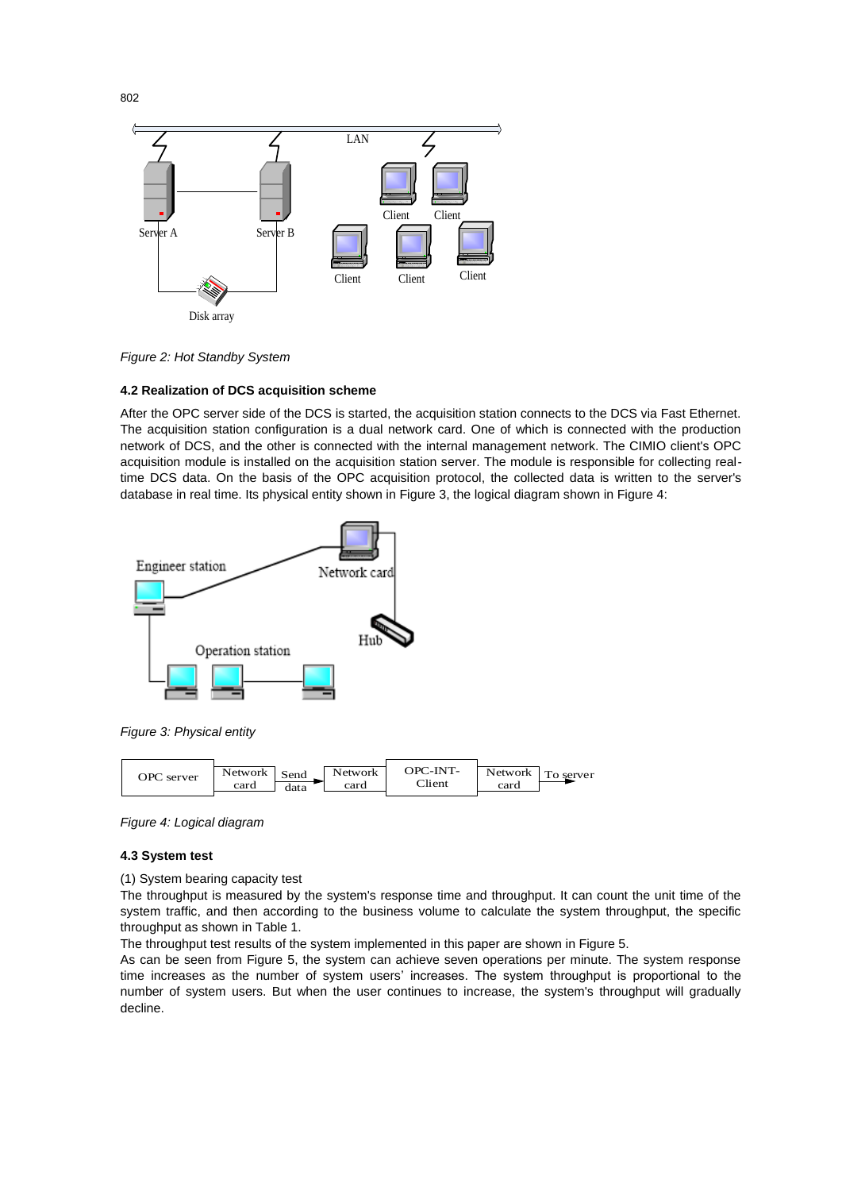*Figure 2: Hot Standby System*

#### 4.2 Realization of DCS acquisition scheme

After the OPC server side of the DCS is started, the acquisition station connects to the DCS via Fast Ethernet. The acquisition station configuration is a dual network card. One of which is connected with the production network of DCS, and the other is connected with the internal management network. The CIMIO client's OPC acquisition module is installed on the acquisition station server. The module is responsible for collecting real-time DCS data. On the basis of the OPC acquisition protocol, the collected data is written to the server's database in real time. Its physical entity shown in Figure 3, the logical diagram shown in Figure 4:

*Figure 3: Physical entity*

*Figure 4: Logical diagram*

#### 4.3 System test

(1) System bearing capacity test

The throughput is measured by the system's response time and throughput. It can count the unit time of the system traffic, and then according to the business volume to calculate the system throughput, the specific throughput as shown in Table 1.

The throughput test results of the system implemented in this paper are shown in Figure 5.

As can be seen from Figure 5, the system can achieve seven operations per minute. The system response time increases as the number of system users' increases. The system throughput is proportional to the number of system users. But when the user continues to increase, the system's throughput will gradually decline.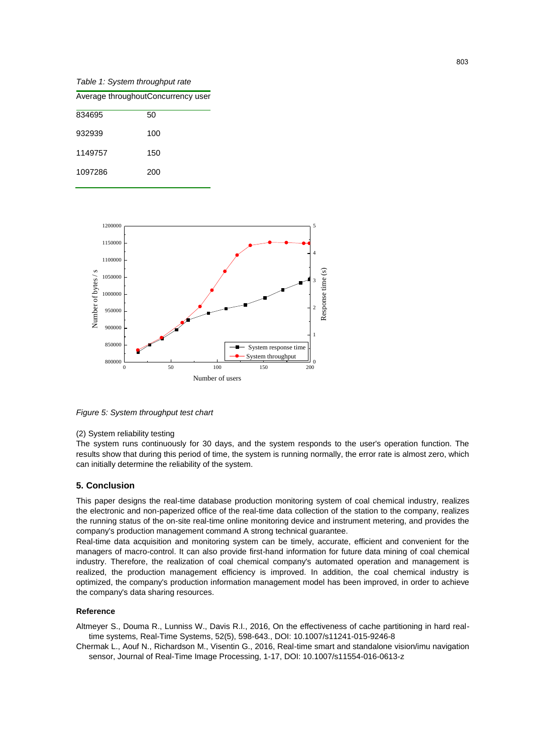*Table 1: System throughput rate*

| Average throughout | Concurrency user |
|---|---|
| 834695 | 50 |
| 932939 | 100 |
| 1149757 | 150 |
| 1097286 | 200 |

*Figure 5: System throughput test chart*

(2) System reliability testing

The system runs continuously for 30 days, and the system responds to the user's operation function. The results show that during this period of time, the system is running normally, the error rate is almost zero, which can initially determine the reliability of the system.

## 5. Conclusion

This paper designs the real-time database production monitoring system of coal chemical industry, realizes the electronic and non-paperized office of the real-time data collection of the station to the company, realizes the running status of the on-site real-time online monitoring device and instrument metering, and provides the company's production management command A strong technical guarantee.

Real-time data acquisition and monitoring system can be timely, accurate, efficient and convenient for the managers of macro-control. It can also provide first-hand information for future data mining of coal chemical industry. Therefore, the realization of coal chemical company's automated operation and management is realized, the production management efficiency is improved. In addition, the coal chemical industry is optimized, the company's production information management model has been improved, in order to achieve the company's data sharing resources.

### Reference

Altmeyer S., Douma R., Lunniss W., Davis R.I., 2016, On the effectiveness of cache partitioning in hard real-time systems, Real-Time Systems, 52(5), 598-643., DOI: 10.1007/s11241-015-9246-8

Chermak L., Aouf N., Richardson M., Visentin G., 2016, Real-time smart and standalone vision/imu navigation sensor, Journal of Real-Time Image Processing, 1-17, DOI: 10.1007/s11554-016-0613-z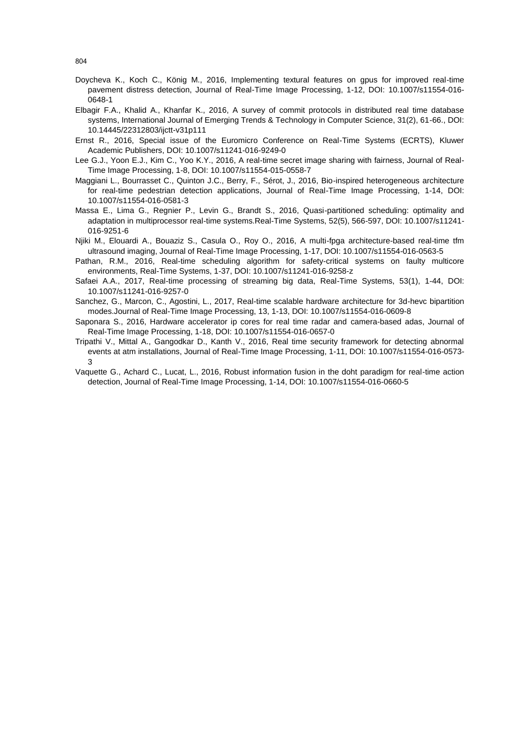Doycheva K., Koch C., König M., 2016, Implementing textural features on gpus for improved real-time pavement distress detection, Journal of Real-Time Image Processing, 1-12, DOI: 10.1007/s11554-016-0648-1

Elbagir F.A., Khalid A., Khanfar K., 2016, A survey of commit protocols in distributed real time database systems, International Journal of Emerging Trends & Technology in Computer Science, 31(2), 61-66., DOI: 10.14445/22312803/ijctt-v31p111

Ernst R., 2016, Special issue of the Euromicro Conference on Real-Time Systems (ECRTS), Kluwer Academic Publishers, DOI: 10.1007/s11241-016-9249-0

Lee G.J., Yoon E.J., Kim C., Yoo K.Y., 2016, A real-time secret image sharing with fairness, Journal of Real-Time Image Processing, 1-8, DOI: 10.1007/s11554-015-0558-7

Maggiani L., Bourrasset C., Quinton J.C., Berry, F., Sérot, J., 2016, Bio-inspired heterogeneous architecture for real-time pedestrian detection applications, Journal of Real-Time Image Processing, 1-14, DOI: 10.1007/s11554-016-0581-3

Massa E., Lima G., Regnier P., Levin G., Brandt S., 2016, Quasi-partitioned scheduling: optimality and adaptation in multiprocessor real-time systems.Real-Time Systems, 52(5), 566-597, DOI: 10.1007/s11241-016-9251-6

Njiki M., Elouardi A., Bouaziz S., Casula O., Roy O., 2016, A multi-fpga architecture-based real-time tfm ultrasound imaging, Journal of Real-Time Image Processing, 1-17, DOI: 10.1007/s11554-016-0563-5

Pathan, R.M., 2016, Real-time scheduling algorithm for safety-critical systems on faulty multicore environments, Real-Time Systems, 1-37, DOI: 10.1007/s11241-016-9258-z

Safaei A.A., 2017, Real-time processing of streaming big data, Real-Time Systems, 53(1), 1-44, DOI: 10.1007/s11241-016-9257-0

Sanchez, G., Marcon, C., Agostini, L., 2017, Real-time scalable hardware architecture for 3d-hevc bipartition modes.Journal of Real-Time Image Processing, 13, 1-13, DOI: 10.1007/s11554-016-0609-8

Saponara S., 2016, Hardware accelerator ip cores for real time radar and camera-based adas, Journal of Real-Time Image Processing, 1-18, DOI: 10.1007/s11554-016-0657-0

Tripathi V., Mittal A., Gangodkar D., Kanth V., 2016, Real time security framework for detecting abnormal events at atm installations, Journal of Real-Time Image Processing, 1-11, DOI: 10.1007/s11554-016-0573-3

Vaquette G., Achard C., Lucat, L., 2016, Robust information fusion in the doht paradigm for real-time action detection, Journal of Real-Time Image Processing, 1-14, DOI: 10.1007/s11554-016-0660-5